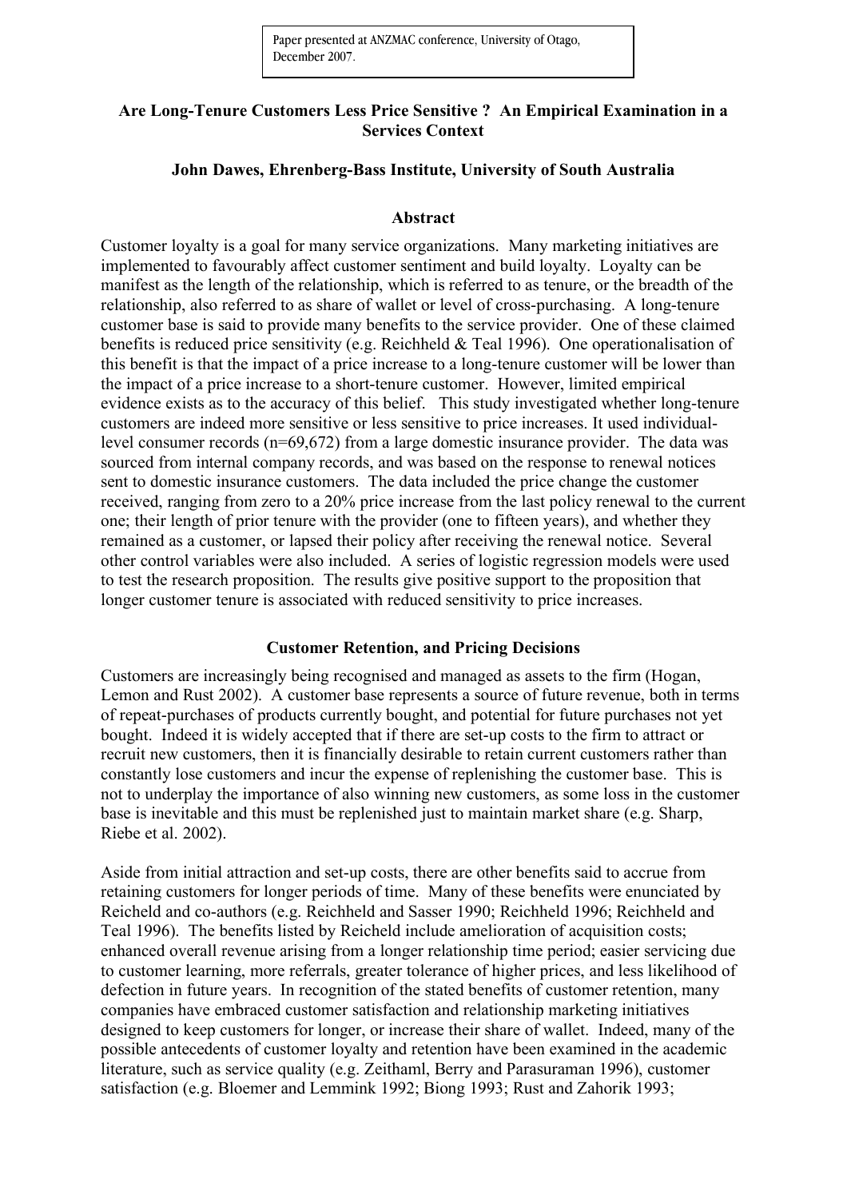Paper presented at ANZMAC conference, University of Otago, December 2007.

# Are Long-Tenure Customers Less Price Sensitive ? An Empirical Examination in a Services Context

**John Dawes, Ehrenberg-Bass Institute, University of South Australia**

## Abstract

Customer loyalty is a goal for many service organizations. Many marketing initiatives are implemented to favourably affect customer sentiment and build loyalty. Loyalty can be manifest as the length of the relationship, which is referred to as tenure, or the breadth of the relationship, also referred to as share of wallet or level of cross-purchasing. A long-tenure customer base is said to provide many benefits to the service provider. One of these claimed benefits is reduced price sensitivity (e.g. Reichheld & Teal 1996). One operationalisation of this benefit is that the impact of a price increase to a long-tenure customer will be lower than the impact of a price increase to a short-tenure customer. However, limited empirical evidence exists as to the accuracy of this belief. This study investigated whether long-tenure customers are indeed more sensitive or less sensitive to price increases. It used individual-level consumer records (n=69,672) from a large domestic insurance provider. The data was sourced from internal company records, and was based on the response to renewal notices sent to domestic insurance customers. The data included the price change the customer received, ranging from zero to a 20% price increase from the last policy renewal to the current one; their length of prior tenure with the provider (one to fifteen years), and whether they remained as a customer, or lapsed their policy after receiving the renewal notice. Several other control variables were also included. A series of logistic regression models were used to test the research proposition. The results give positive support to the proposition that longer customer tenure is associated with reduced sensitivity to price increases.

## Customer Retention, and Pricing Decisions

Customers are increasingly being recognised and managed as assets to the firm (Hogan, Lemon and Rust 2002). A customer base represents a source of future revenue, both in terms of repeat-purchases of products currently bought, and potential for future purchases not yet bought. Indeed it is widely accepted that if there are set-up costs to the firm to attract or recruit new customers, then it is financially desirable to retain current customers rather than constantly lose customers and incur the expense of replenishing the customer base. This is not to underplay the importance of also winning new customers, as some loss in the customer base is inevitable and this must be replenished just to maintain market share (e.g. Sharp, Riebe et al. 2002).

Aside from initial attraction and set-up costs, there are other benefits said to accrue from retaining customers for longer periods of time. Many of these benefits were enunciated by Reicheld and co-authors (e.g. Reichheld and Sasser 1990; Reichheld 1996; Reichheld and Teal 1996). The benefits listed by Reicheld include amelioration of acquisition costs; enhanced overall revenue arising from a longer relationship time period; easier servicing due to customer learning, more referrals, greater tolerance of higher prices, and less likelihood of defection in future years. In recognition of the stated benefits of customer retention, many companies have embraced customer satisfaction and relationship marketing initiatives designed to keep customers for longer, or increase their share of wallet. Indeed, many of the possible antecedents of customer loyalty and retention have been examined in the academic literature, such as service quality (e.g. Zeithaml, Berry and Parasuraman 1996), customer satisfaction (e.g. Bloemer and Lemmink 1992; Biong 1993; Rust and Zahorik 1993;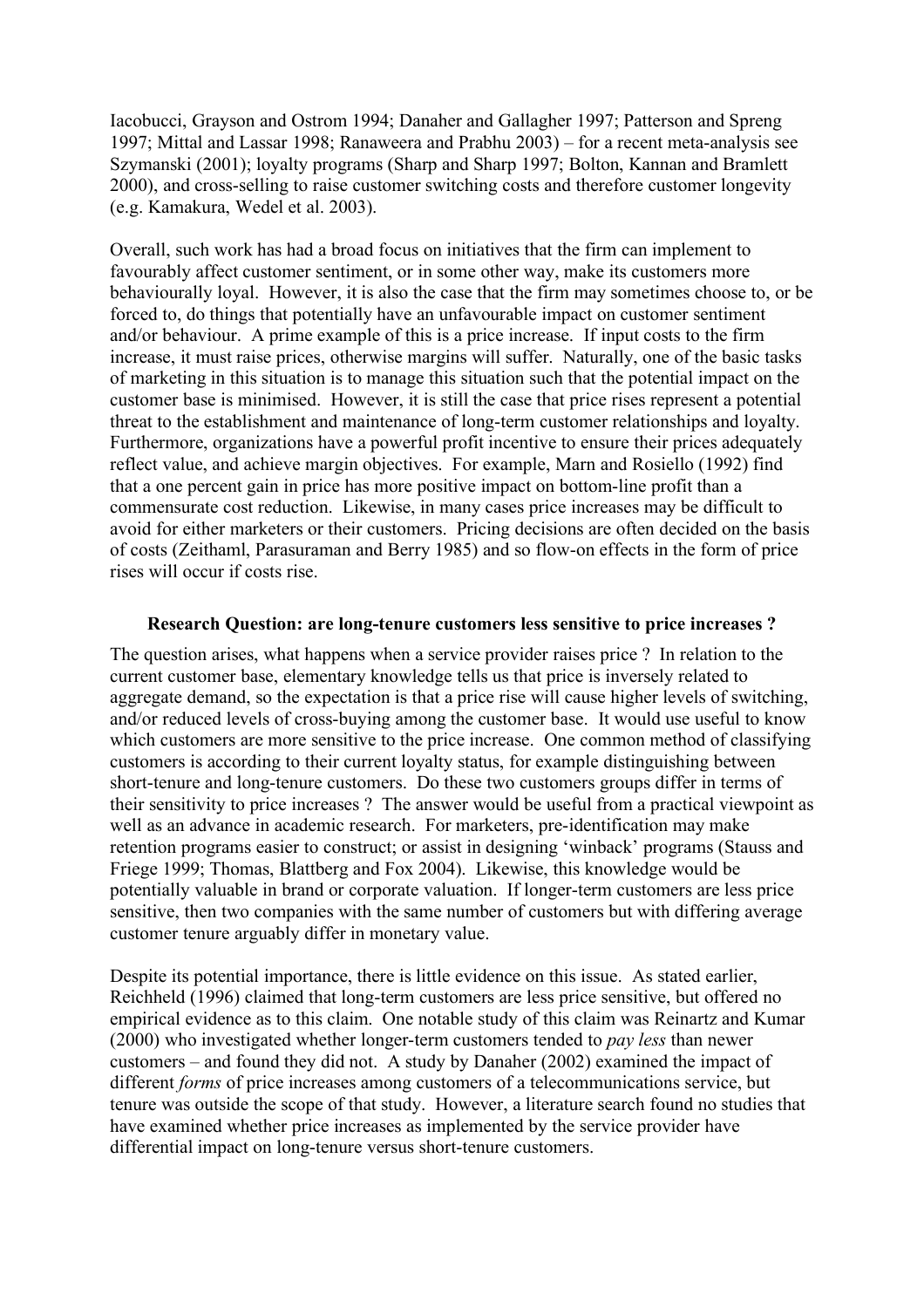Iacobucci, Grayson and Ostrom 1994; Danaher and Gallagher 1997; Patterson and Spreng 1997; Mittal and Lassar 1998; Ranaweera and Prabhu 2003) – for a recent meta-analysis see Szymanski (2001); loyalty programs (Sharp and Sharp 1997; Bolton, Kannan and Bramlett 2000), and cross-selling to raise customer switching costs and therefore customer longevity (e.g. Kamakura, Wedel et al. 2003).

Overall, such work has had a broad focus on initiatives that the firm can implement to favourably affect customer sentiment, or in some other way, make its customers more behaviourally loyal. However, it is also the case that the firm may sometimes choose to, or be forced to, do things that potentially have an unfavourable impact on customer sentiment and/or behaviour. A prime example of this is a price increase. If input costs to the firm increase, it must raise prices, otherwise margins will suffer. Naturally, one of the basic tasks of marketing in this situation is to manage this situation such that the potential impact on the customer base is minimised. However, it is still the case that price rises represent a potential threat to the establishment and maintenance of long-term customer relationships and loyalty. Furthermore, organizations have a powerful profit incentive to ensure their prices adequately reflect value, and achieve margin objectives. For example, Marn and Rosiello (1992) find that a one percent gain in price has more positive impact on bottom-line profit than a commensurate cost reduction. Likewise, in many cases price increases may be difficult to avoid for either marketers or their customers. Pricing decisions are often decided on the basis of costs (Zeithaml, Parasuraman and Berry 1985) and so flow-on effects in the form of price rises will occur if costs rise.

**Research Question: are long-tenure customers less sensitive to price increases ?**

The question arises, what happens when a service provider raises price ? In relation to the current customer base, elementary knowledge tells us that price is inversely related to aggregate demand, so the expectation is that a price rise will cause higher levels of switching, and/or reduced levels of cross-buying among the customer base. It would use useful to know which customers are more sensitive to the price increase. One common method of classifying customers is according to their current loyalty status, for example distinguishing between short-tenure and long-tenure customers. Do these two customers groups differ in terms of their sensitivity to price increases ? The answer would be useful from a practical viewpoint as well as an advance in academic research. For marketers, pre-identification may make retention programs easier to construct; or assist in designing 'winback' programs (Stauss and Friege 1999; Thomas, Blattberg and Fox 2004). Likewise, this knowledge would be potentially valuable in brand or corporate valuation. If longer-term customers are less price sensitive, then two companies with the same number of customers but with differing average customer tenure arguably differ in monetary value.

Despite its potential importance, there is little evidence on this issue. As stated earlier, Reichheld (1996) claimed that long-term customers are less price sensitive, but offered no empirical evidence as to this claim. One notable study of this claim was Reinartz and Kumar (2000) who investigated whether longer-term customers tended to *pay less* than newer customers – and found they did not. A study by Danaher (2002) examined the impact of different *forms* of price increases among customers of a telecommunications service, but tenure was outside the scope of that study. However, a literature search found no studies that have examined whether price increases as implemented by the service provider have differential impact on long-tenure versus short-tenure customers.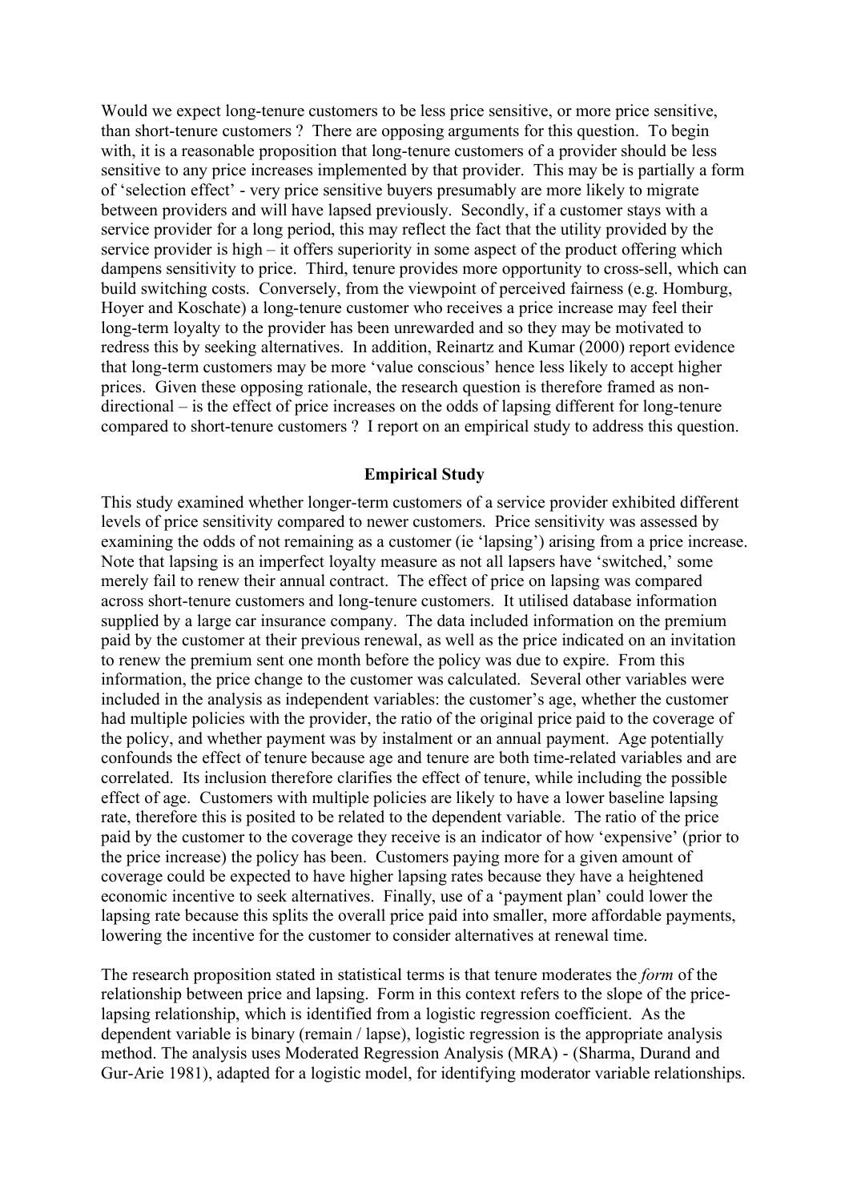Would we expect long-tenure customers to be less price sensitive, or more price sensitive, than short-tenure customers ? There are opposing arguments for this question. To begin with, it is a reasonable proposition that long-tenure customers of a provider should be less sensitive to any price increases implemented by that provider. This may be is partially a form of 'selection effect' - very price sensitive buyers presumably are more likely to migrate between providers and will have lapsed previously. Secondly, if a customer stays with a service provider for a long period, this may reflect the fact that the utility provided by the service provider is high – it offers superiority in some aspect of the product offering which dampens sensitivity to price. Third, tenure provides more opportunity to cross-sell, which can build switching costs. Conversely, from the viewpoint of perceived fairness (e.g. Homburg, Hoyer and Koschate) a long-tenure customer who receives a price increase may feel their long-term loyalty to the provider has been unrewarded and so they may be motivated to redress this by seeking alternatives. In addition, Reinartz and Kumar (2000) report evidence that long-term customers may be more 'value conscious' hence less likely to accept higher prices. Given these opposing rationale, the research question is therefore framed as non-directional – is the effect of price increases on the odds of lapsing different for long-tenure compared to short-tenure customers ? I report on an empirical study to address this question.

## Empirical Study

This study examined whether longer-term customers of a service provider exhibited different levels of price sensitivity compared to newer customers. Price sensitivity was assessed by examining the odds of not remaining as a customer (ie 'lapsing') arising from a price increase. Note that lapsing is an imperfect loyalty measure as not all lapsers have 'switched,' some merely fail to renew their annual contract. The effect of price on lapsing was compared across short-tenure customers and long-tenure customers. It utilised database information supplied by a large car insurance company. The data included information on the premium paid by the customer at their previous renewal, as well as the price indicated on an invitation to renew the premium sent one month before the policy was due to expire. From this information, the price change to the customer was calculated. Several other variables were included in the analysis as independent variables: the customer's age, whether the customer had multiple policies with the provider, the ratio of the original price paid to the coverage of the policy, and whether payment was by instalment or an annual payment. Age potentially confounds the effect of tenure because age and tenure are both time-related variables and are correlated. Its inclusion therefore clarifies the effect of tenure, while including the possible effect of age. Customers with multiple policies are likely to have a lower baseline lapsing rate, therefore this is posited to be related to the dependent variable. The ratio of the price paid by the customer to the coverage they receive is an indicator of how 'expensive' (prior to the price increase) the policy has been. Customers paying more for a given amount of coverage could be expected to have higher lapsing rates because they have a heightened economic incentive to seek alternatives. Finally, use of a 'payment plan' could lower the lapsing rate because this splits the overall price paid into smaller, more affordable payments, lowering the incentive for the customer to consider alternatives at renewal time.

The research proposition stated in statistical terms is that tenure moderates the *form* of the relationship between price and lapsing. Form in this context refers to the slope of the price-lapsing relationship, which is identified from a logistic regression coefficient. As the dependent variable is binary (remain / lapse), logistic regression is the appropriate analysis method. The analysis uses Moderated Regression Analysis (MRA) - (Sharma, Durand and Gur-Arie 1981), adapted for a logistic model, for identifying moderator variable relationships.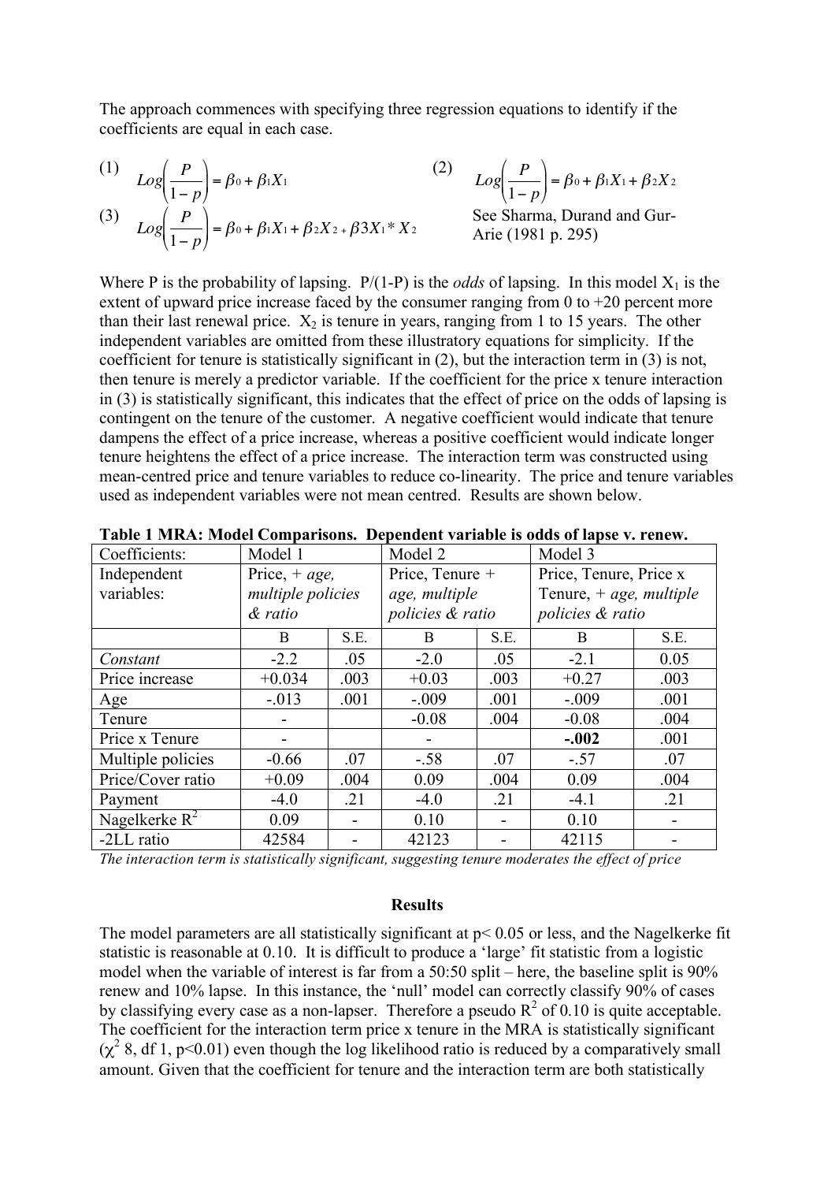The approach commences with specifying three regression equations to identify if the coefficients are equal in each case.

(1) $$Log\left(\frac{P}{1-p}\right) = \beta_0 + \beta_1 X_1$$

(2) $$Log\left(\frac{P}{1-p}\right) = \beta_0 + \beta_1 X_1 + \beta_2 X_2$$

(3) $$Log\left(\frac{P}{1-p}\right) = \beta_0 + \beta_1 X_1 + \beta_2 X_2 + \beta 3 X_1 * X_2$$

See Sharma, Durand and Gur-Arie (1981 p. 295)

Where P is the probability of lapsing. P/(1-P) is the *odds* of lapsing. In this model $X_1$ is the extent of upward price increase faced by the consumer ranging from 0 to +20 percent more than their last renewal price. $X_2$ is tenure in years, ranging from 1 to 15 years. The other independent variables are omitted from these illustratory equations for simplicity. If the coefficient for tenure is statistically significant in (2), but the interaction term in (3) is not, then tenure is merely a predictor variable. If the coefficient for the price x tenure interaction in (3) is statistically significant, this indicates that the effect of price on the odds of lapsing is contingent on the tenure of the customer. A negative coefficient would indicate that tenure dampens the effect of a price increase, whereas a positive coefficient would indicate longer tenure heightens the effect of a price increase. The interaction term was constructed using mean-centred price and tenure variables to reduce co-linearity. The price and tenure variables used as independent variables were not mean centred. Results are shown below.

**Table 1 MRA: Model Comparisons. Dependent variable is odds of lapse v. renew.**

| Coefficients: | Model 1 | | Model 2 | | Model 3 | |
|---|---|---|---|---|---|---|
| Independent variables: | Price, + *age, multiple policies & ratio* | | Price, Tenure + *age, multiple policies & ratio* | | Price, Tenure, Price x Tenure, + *age, multiple policies & ratio* | |
| | B | S.E. | B | S.E. | B | S.E. |
| *Constant* | -2.2 | .05 | -2.0 | .05 | -2.1 | 0.05 |
| Price increase | +0.034 | .003 | +0.03 | .003 | +0.27 | .003 |
| Age | -.013 | .001 | -.009 | .001 | -.009 | .001 |
| Tenure | - | | -0.08 | .004 | -0.08 | .004 |
| Price x Tenure | - | | - | | **-.002** | .001 |
| Multiple policies | -0.66 | .07 | -.58 | .07 | -.57 | .07 |
| Price/Cover ratio | +0.09 | .004 | 0.09 | .004 | 0.09 | .004 |
| Payment | -4.0 | .21 | -4.0 | .21 | -4.1 | .21 |
| Nagelkerke $R^2$ | 0.09 | - | 0.10 | - | 0.10 | - |
| -2LL ratio | 42584 | - | 42123 | - | 42115 | - |

*The interaction term is statistically significant, suggesting tenure moderates the effect of price*

## Results

The model parameters are all statistically significant at $p< 0.05$ or less, and the Nagelkerke fit statistic is reasonable at 0.10. It is difficult to produce a 'large' fit statistic from a logistic model when the variable of interest is far from a 50:50 split – here, the baseline split is 90% renew and 10% lapse. In this instance, the 'null' model can correctly classify 90% of cases by classifying every case as a non-lapser. Therefore a pseudo $R^2$ of 0.10 is quite acceptable. The coefficient for the interaction term price x tenure in the MRA is statistically significant ($\chi^2$ 8, df 1, $p<0.01$) even though the log likelihood ratio is reduced by a comparatively small amount. Given that the coefficient for tenure and the interaction term are both statistically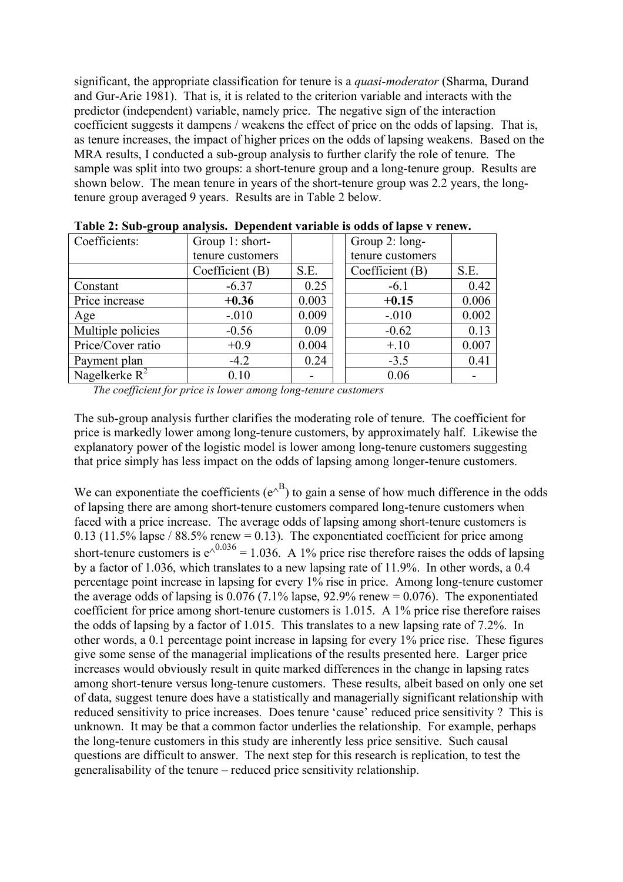significant, the appropriate classification for tenure is a *quasi-moderator* (Sharma, Durand and Gur-Arie 1981). That is, it is related to the criterion variable and interacts with the predictor (independent) variable, namely price. The negative sign of the interaction coefficient suggests it dampens / weakens the effect of price on the odds of lapsing. That is, as tenure increases, the impact of higher prices on the odds of lapsing weakens. Based on the MRA results, I conducted a sub-group analysis to further clarify the role of tenure. The sample was split into two groups: a short-tenure group and a long-tenure group. Results are shown below. The mean tenure in years of the short-tenure group was 2.2 years, the long-tenure group averaged 9 years. Results are in Table 2 below.

**Table 2: Sub-group analysis. Dependent variable is odds of lapse v renew.**

| Coefficients: | Group 1: short-tenure customers | | | Group 2: long-tenure customers | |
|---|---|---|---|---|---|
| | Coefficient (B) | S.E. | | Coefficient (B) | S.E. |
| Constant | -6.37 | 0.25 | | -6.1 | 0.42 |
| Price increase | **+0.36** | 0.003 | | **+0.15** | 0.006 |
| Age | -.010 | 0.009 | | -.010 | 0.002 |
| Multiple policies | -0.56 | 0.09 | | -0.62 | 0.13 |
| Price/Cover ratio | +0.9 | 0.004 | | +.10 | 0.007 |
| Payment plan | -4.2 | 0.24 | | -3.5 | 0.41 |
| Nagelkerke $R^2$ | 0.10 | - | | 0.06 | - |

*The coefficient for price is lower among long-tenure customers*

The sub-group analysis further clarifies the moderating role of tenure. The coefficient for price is markedly lower among long-tenure customers, by approximately half. Likewise the explanatory power of the logistic model is lower among long-tenure customers suggesting that price simply has less impact on the odds of lapsing among longer-tenure customers.

We can exponentiate the coefficients ($e^{\wedge B}$) to gain a sense of how much difference in the odds of lapsing there are among short-tenure customers compared long-tenure customers when faced with a price increase. The average odds of lapsing among short-tenure customers is 0.13 (11.5% lapse / 88.5% renew = 0.13). The exponentiated coefficient for price among short-tenure customers is $e^{\wedge 0.036} = 1.036$. A 1% price rise therefore raises the odds of lapsing by a factor of 1.036, which translates to a new lapsing rate of 11.9%. In other words, a 0.4 percentage point increase in lapsing for every 1% rise in price. Among long-tenure customer the average odds of lapsing is 0.076 (7.1% lapse, 92.9% renew = 0.076). The exponentiated coefficient for price among short-tenure customers is 1.015. A 1% price rise therefore raises the odds of lapsing by a factor of 1.015. This translates to a new lapsing rate of 7.2%. In other words, a 0.1 percentage point increase in lapsing for every 1% price rise. These figures give some sense of the managerial implications of the results presented here. Larger price increases would obviously result in quite marked differences in the change in lapsing rates among short-tenure versus long-tenure customers. These results, albeit based on only one set of data, suggest tenure does have a statistically and managerially significant relationship with reduced sensitivity to price increases. Does tenure 'cause' reduced price sensitivity ? This is unknown. It may be that a common factor underlies the relationship. For example, perhaps the long-tenure customers in this study are inherently less price sensitive. Such causal questions are difficult to answer. The next step for this research is replication, to test the generalisability of the tenure – reduced price sensitivity relationship.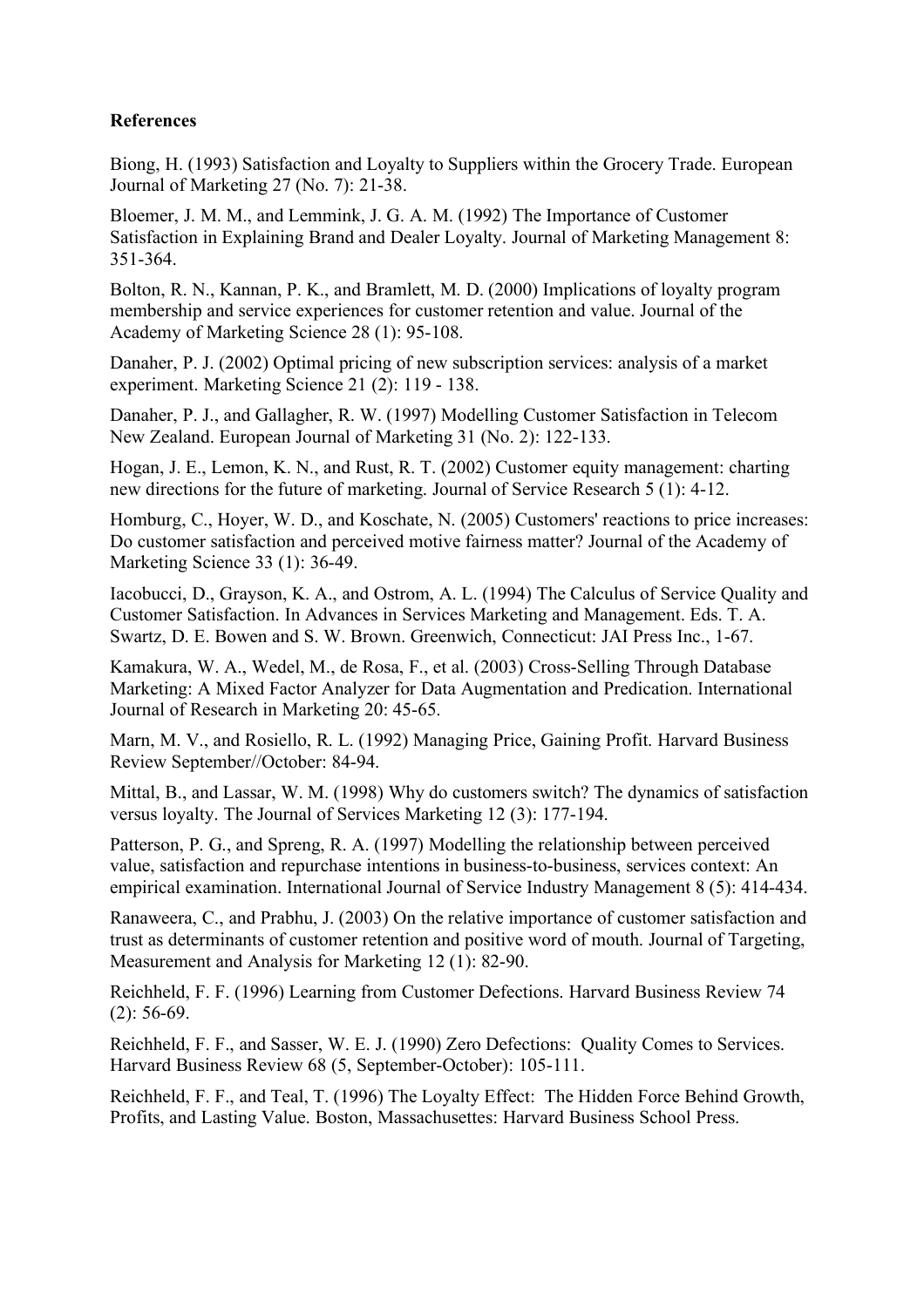**References**

Biong, H. (1993) Satisfaction and Loyalty to Suppliers within the Grocery Trade. European Journal of Marketing 27 (No. 7): 21-38.

Bloemer, J. M. M., and Lemmink, J. G. A. M. (1992) The Importance of Customer Satisfaction in Explaining Brand and Dealer Loyalty. Journal of Marketing Management 8: 351-364.

Bolton, R. N., Kannan, P. K., and Bramlett, M. D. (2000) Implications of loyalty program membership and service experiences for customer retention and value. Journal of the Academy of Marketing Science 28 (1): 95-108.

Danaher, P. J. (2002) Optimal pricing of new subscription services: analysis of a market experiment. Marketing Science 21 (2): 119 - 138.

Danaher, P. J., and Gallagher, R. W. (1997) Modelling Customer Satisfaction in Telecom New Zealand. European Journal of Marketing 31 (No. 2): 122-133.

Hogan, J. E., Lemon, K. N., and Rust, R. T. (2002) Customer equity management: charting new directions for the future of marketing. Journal of Service Research 5 (1): 4-12.

Homburg, C., Hoyer, W. D., and Koschate, N. (2005) Customers' reactions to price increases: Do customer satisfaction and perceived motive fairness matter? Journal of the Academy of Marketing Science 33 (1): 36-49.

Iacobucci, D., Grayson, K. A., and Ostrom, A. L. (1994) The Calculus of Service Quality and Customer Satisfaction. In Advances in Services Marketing and Management. Eds. T. A. Swartz, D. E. Bowen and S. W. Brown. Greenwich, Connecticut: JAI Press Inc., 1-67.

Kamakura, W. A., Wedel, M., de Rosa, F., et al. (2003) Cross-Selling Through Database Marketing: A Mixed Factor Analyzer for Data Augmentation and Predication. International Journal of Research in Marketing 20: 45-65.

Marn, M. V., and Rosiello, R. L. (1992) Managing Price, Gaining Profit. Harvard Business Review September//October: 84-94.

Mittal, B., and Lassar, W. M. (1998) Why do customers switch? The dynamics of satisfaction versus loyalty. The Journal of Services Marketing 12 (3): 177-194.

Patterson, P. G., and Spreng, R. A. (1997) Modelling the relationship between perceived value, satisfaction and repurchase intentions in business-to-business, services context: An empirical examination. International Journal of Service Industry Management 8 (5): 414-434.

Ranaweera, C., and Prabhu, J. (2003) On the relative importance of customer satisfaction and trust as determinants of customer retention and positive word of mouth. Journal of Targeting, Measurement and Analysis for Marketing 12 (1): 82-90.

Reichheld, F. F. (1996) Learning from Customer Defections. Harvard Business Review 74 (2): 56-69.

Reichheld, F. F., and Sasser, W. E. J. (1990) Zero Defections: Quality Comes to Services. Harvard Business Review 68 (5, September-October): 105-111.

Reichheld, F. F., and Teal, T. (1996) The Loyalty Effect: The Hidden Force Behind Growth, Profits, and Lasting Value. Boston, Massachusettes: Harvard Business School Press.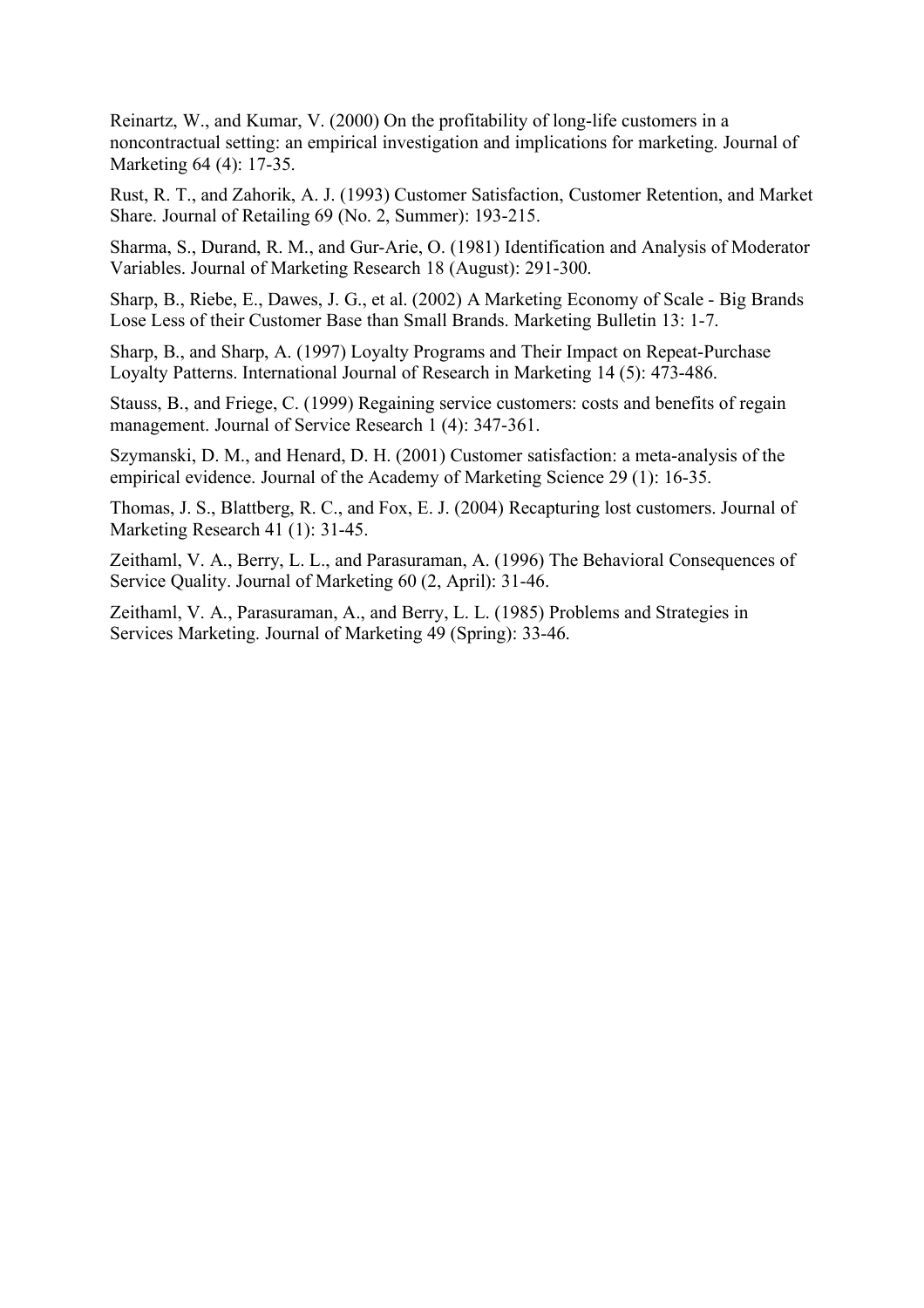Reinartz, W., and Kumar, V. (2000) On the profitability of long-life customers in a noncontractual setting: an empirical investigation and implications for marketing. Journal of Marketing 64 (4): 17-35.

Rust, R. T., and Zahorik, A. J. (1993) Customer Satisfaction, Customer Retention, and Market Share. Journal of Retailing 69 (No. 2, Summer): 193-215.

Sharma, S., Durand, R. M., and Gur-Arie, O. (1981) Identification and Analysis of Moderator Variables. Journal of Marketing Research 18 (August): 291-300.

Sharp, B., Riebe, E., Dawes, J. G., et al. (2002) A Marketing Economy of Scale - Big Brands Lose Less of their Customer Base than Small Brands. Marketing Bulletin 13: 1-7.

Sharp, B., and Sharp, A. (1997) Loyalty Programs and Their Impact on Repeat-Purchase Loyalty Patterns. International Journal of Research in Marketing 14 (5): 473-486.

Stauss, B., and Friege, C. (1999) Regaining service customers: costs and benefits of regain management. Journal of Service Research 1 (4): 347-361.

Szymanski, D. M., and Henard, D. H. (2001) Customer satisfaction: a meta-analysis of the empirical evidence. Journal of the Academy of Marketing Science 29 (1): 16-35.

Thomas, J. S., Blattberg, R. C., and Fox, E. J. (2004) Recapturing lost customers. Journal of Marketing Research 41 (1): 31-45.

Zeithaml, V. A., Berry, L. L., and Parasuraman, A. (1996) The Behavioral Consequences of Service Quality. Journal of Marketing 60 (2, April): 31-46.

Zeithaml, V. A., Parasuraman, A., and Berry, L. L. (1985) Problems and Strategies in Services Marketing. Journal of Marketing 49 (Spring): 33-46.